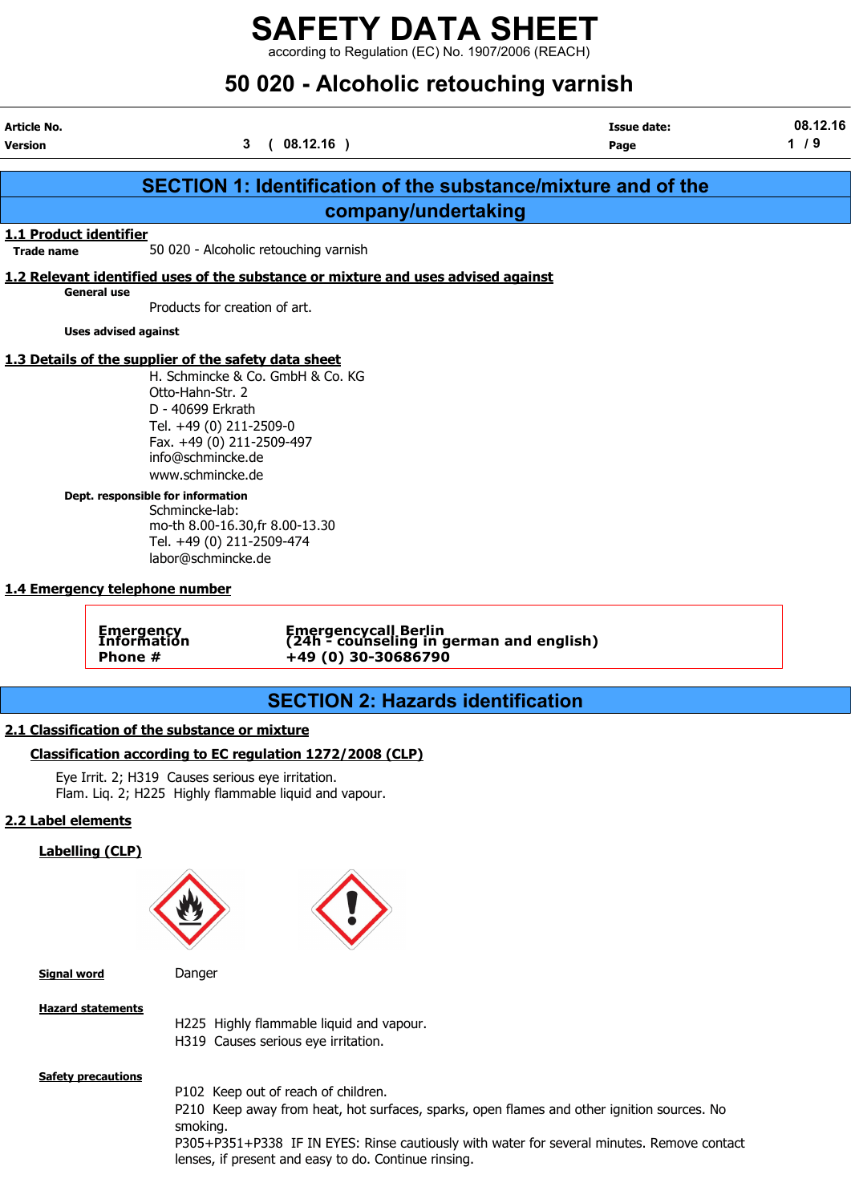# SAFETY DATA SHEET

according to Regulation (EC) No. 1907/2006 (REACH)

# 50 020 - Alcoholic retouching varnish

| | | | |
|---|---|---|---|
| **Article No.** | | **Issue date:** | 08.12.16 |
| **Version** | 3 ( 08.12.16 ) | **Page** | 1 / 9 |

## SECTION 1: Identification of the substance/mixture and of the company/undertaking

### 1.1 Product identifier

**Trade name** 50 020 - Alcoholic retouching varnish

### 1.2 Relevant identified uses of the substance or mixture and uses advised against

**General use**

Products for creation of art.

**Uses advised against**

### 1.3 Details of the supplier of the safety data sheet

H. Schmincke & Co. GmbH & Co. KG
Otto-Hahn-Str. 2
D - 40699 Erkrath
Tel. +49 (0) 211-2509-0
Fax. +49 (0) 211-2509-497
info@schmincke.de
www.schmincke.de

**Dept. responsible for information**

Schmincke-lab:
mo-th 8.00-16.30,fr 8.00-13.30
Tel. +49 (0) 211-2509-474
labor@schmincke.de

### 1.4 Emergency telephone number

| | |
|---|---|
| **Emergency Information** | **Emergencycall Berlin (24h - counseling in german and english)** |
| **Phone #** | **+49 (0) 30-30686790** |

## SECTION 2: Hazards identification

### 2.1 Classification of the substance or mixture

#### Classification according to EC regulation 1272/2008 (CLP)

Eye Irrit. 2; H319 Causes serious eye irritation.
Flam. Liq. 2; H225 Highly flammable liquid and vapour.

### 2.2 Label elements

#### Labelling (CLP)

**Signal word** Danger

**Hazard statements**

H225 Highly flammable liquid and vapour.
H319 Causes serious eye irritation.

**Safety precautions**

P102 Keep out of reach of children.
P210 Keep away from heat, hot surfaces, sparks, open flames and other ignition sources. No smoking.
P305+P351+P338 IF IN EYES: Rinse cautiously with water for several minutes. Remove contact lenses, if present and easy to do. Continue rinsing.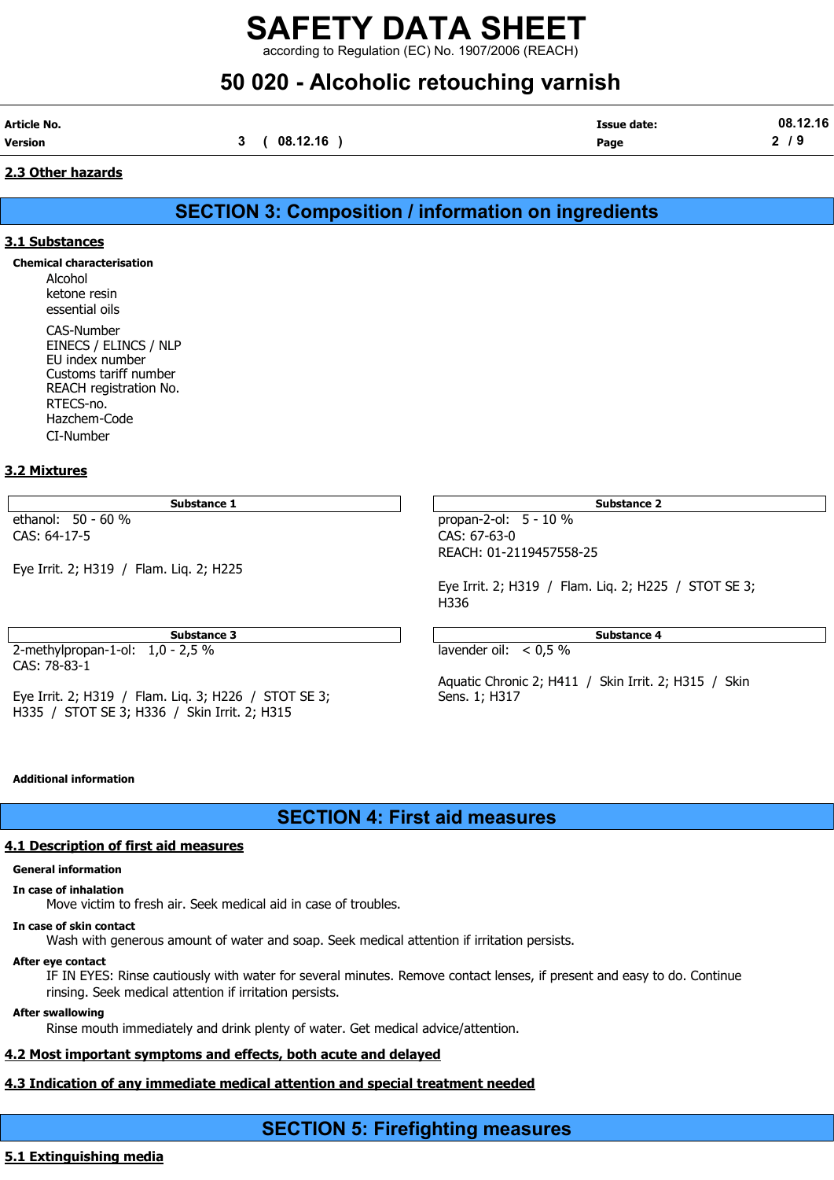### 2.3 Other hazards

## SECTION 3: Composition / information on ingredients

### 3.1 Substances

**Chemical characterisation**

Alcohol
ketone resin
essential oils

CAS-Number
EINECS / ELINCS / NLP
EU index number
Customs tariff number
REACH registration No.
RTECS-no.
Hazchem-Code
CI-Number

### 3.2 Mixtures

| Substance 1 |
| --- |
| ethanol: 50 - 60 %<br>CAS: 64-17-5<br><br>Eye Irrit. 2; H319 / Flam. Liq. 2; H225 |

| Substance 2 |
| --- |
| propan-2-ol: 5 - 10 %<br>CAS: 67-63-0<br>REACH: 01-2119457558-25<br><br>Eye Irrit. 2; H319 / Flam. Liq. 2; H225 / STOT SE 3; H336 |

| Substance 3 |
| --- |
| 2-methylpropan-1-ol: 1,0 - 2,5 %<br>CAS: 78-83-1<br><br>Eye Irrit. 2; H319 / Flam. Liq. 3; H226 / STOT SE 3; H335 / STOT SE 3; H336 / Skin Irrit. 2; H315 |

| Substance 4 |
| --- |
| lavender oil: < 0,5 %<br><br>Aquatic Chronic 2; H411 / Skin Irrit. 2; H315 / Skin Sens. 1; H317 |

**Additional information**

## SECTION 4: First aid measures

### 4.1 Description of first aid measures

**General information**

**In case of inhalation**

Move victim to fresh air. Seek medical aid in case of troubles.

**In case of skin contact**

Wash with generous amount of water and soap. Seek medical attention if irritation persists.

**After eye contact**

IF IN EYES: Rinse cautiously with water for several minutes. Remove contact lenses, if present and easy to do. Continue rinsing. Seek medical attention if irritation persists.

**After swallowing**

Rinse mouth immediately and drink plenty of water. Get medical advice/attention.

### 4.2 Most important symptoms and effects, both acute and delayed

### 4.3 Indication of any immediate medical attention and special treatment needed

## SECTION 5: Firefighting measures

### 5.1 Extinguishing media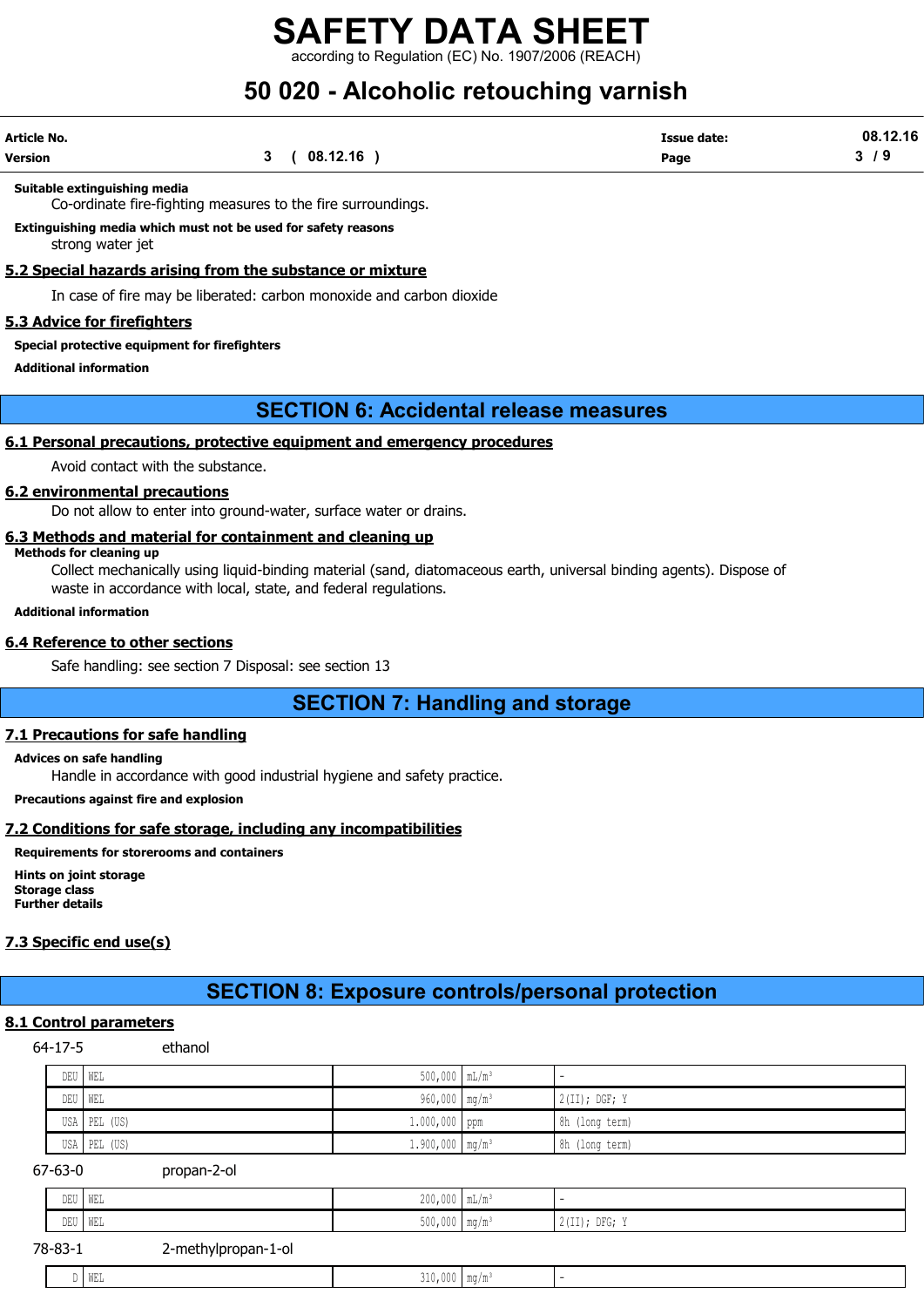**Suitable extinguishing media**

Co-ordinate fire-fighting measures to the fire surroundings.

**Extinguishing media which must not be used for safety reasons**

strong water jet

### 5.2 Special hazards arising from the substance or mixture

In case of fire may be liberated: carbon monoxide and carbon dioxide

### 5.3 Advice for firefighters

**Special protective equipment for firefighters**

**Additional information**

## SECTION 6: Accidental release measures

### 6.1 Personal precautions, protective equipment and emergency procedures

Avoid contact with the substance.

### 6.2 environmental precautions

Do not allow to enter into ground-water, surface water or drains.

### 6.3 Methods and material for containment and cleaning up

**Methods for cleaning up**

Collect mechanically using liquid-binding material (sand, diatomaceous earth, universal binding agents). Dispose of waste in accordance with local, state, and federal regulations.

**Additional information**

### 6.4 Reference to other sections

Safe handling: see section 7 Disposal: see section 13

## SECTION 7: Handling and storage

### 7.1 Precautions for safe handling

**Advices on safe handling**

Handle in accordance with good industrial hygiene and safety practice.

**Precautions against fire and explosion**

### 7.2 Conditions for safe storage, including any incompatibilities

**Requirements for storerooms and containers**

**Hints on joint storage**
**Storage class**
**Further details**

### 7.3 Specific end use(s)

## SECTION 8: Exposure controls/personal protection

### 8.1 Control parameters

64-17-5 ethanol

| | | | | |
|---|---|---|---|---|
| DEU | WEL | 500,000 | mL/m³ | - |
| DEU | WEL | 960,000 | mg/m³ | 2(II); DGF; Y |
| USA | PEL (US) | 1.000,000 | ppm | 8h (long term) |
| USA | PEL (US) | 1.900,000 | mg/m³ | 8h (long term) |

67-63-0 propan-2-ol

| | | | | |
|---|---|---|---|---|
| DEU | WEL | 200,000 | mL/m³ | - |
| DEU | WEL | 500,000 | mg/m³ | 2(II); DFG; Y |

78-83-1 2-methylpropan-1-ol

| | | | | |
|---|---|---|---|---|
| D | WEL | 310,000 | mg/m³ | - |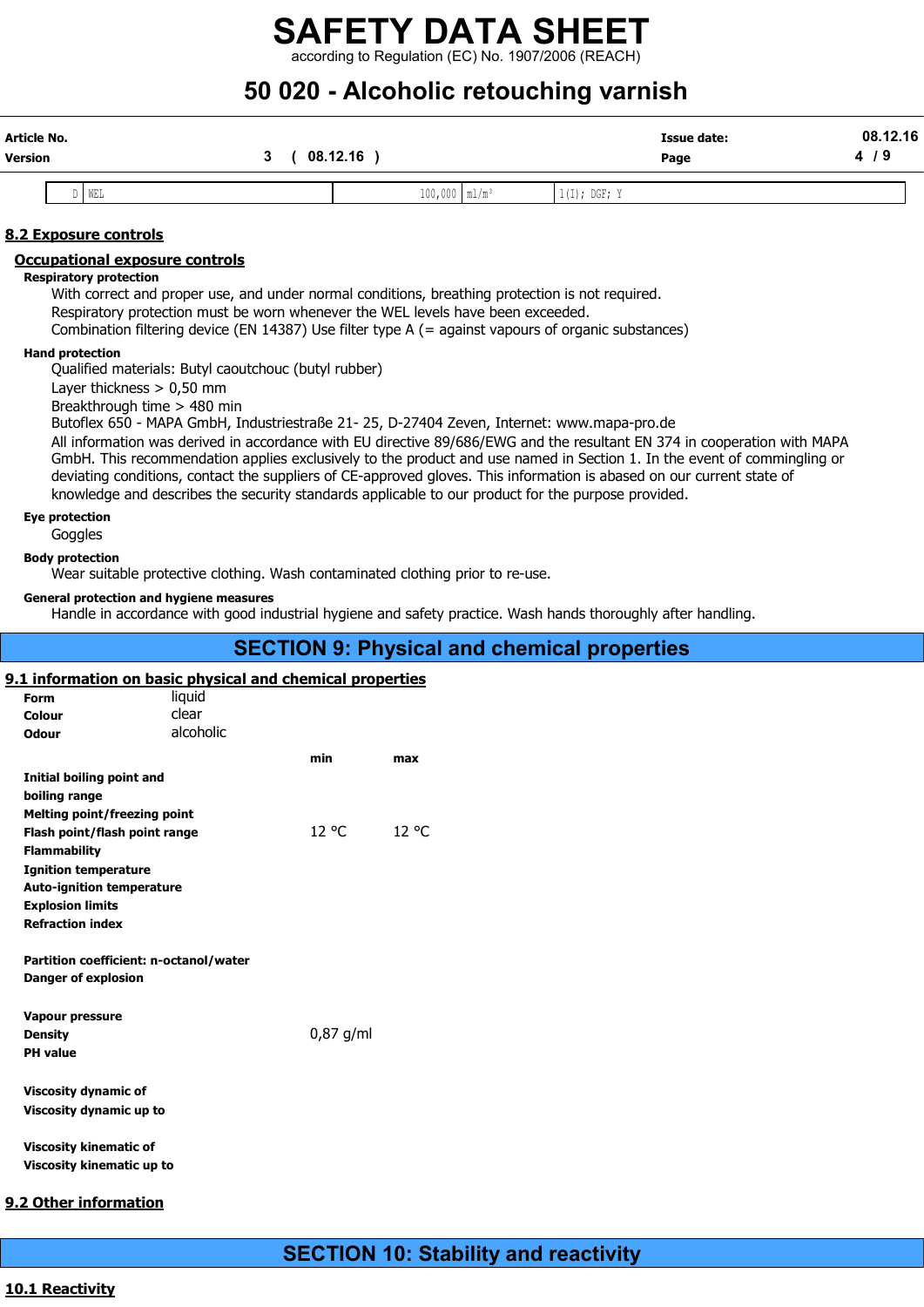| D | WEL | 100,000 | ml/m³ | 1(I); DGF; Y |
|---|---|---|---|---|

## 8.2 Exposure controls

### Occupational exposure controls

**Respiratory protection**

With correct and proper use, and under normal conditions, breathing protection is not required.
Respiratory protection must be worn whenever the WEL levels have been exceeded.
Combination filtering device (EN 14387) Use filter type A (= against vapours of organic substances)

**Hand protection**

Qualified materials: Butyl caoutchouc (butyl rubber)
Layer thickness > 0,50 mm
Breakthrough time > 480 min
Butoflex 650 - MAPA GmbH, Industriestraße 21- 25, D-27404 Zeven, Internet: www.mapa-pro.de
All information was derived in accordance with EU directive 89/686/EWG and the resultant EN 374 in cooperation with MAPA GmbH. This recommendation applies exclusively to the product and use named in Section 1. In the event of commingling or deviating conditions, contact the suppliers of CE-approved gloves. This information is abased on our current state of knowledge and describes the security standards applicable to our product for the purpose provided.

**Eye protection**

Goggles

**Body protection**

Wear suitable protective clothing. Wash contaminated clothing prior to re-use.

**General protection and hygiene measures**

Handle in accordance with good industrial hygiene and safety practice. Wash hands thoroughly after handling.

# SECTION 9: Physical and chemical properties

## 9.1 information on basic physical and chemical properties

| | | |
|---|---|---|
| **Form** | liquid | |
| **Colour** | clear | |
| **Odour** | alcoholic | |
| | **min** | **max** |
| **Initial boiling point and boiling range** | | |
| **Melting point/freezing point** | | |
| **Flash point/flash point range** | 12 °C | 12 °C |
| **Flammability** | | |
| **Ignition temperature** | | |
| **Auto-ignition temperature** | | |
| **Explosion limits** | | |
| **Refraction index** | | |
| **Partition coefficient: n-octanol/water** | | |
| **Danger of explosion** | | |
| **Vapour pressure** | | |
| **Density** | 0,87 g/ml | |
| **PH value** | | |
| **Viscosity dynamic of** | | |
| **Viscosity dynamic up to** | | |
| **Viscosity kinematic of** | | |
| **Viscosity kinematic up to** | | |

## 9.2 Other information

# SECTION 10: Stability and reactivity

## 10.1 Reactivity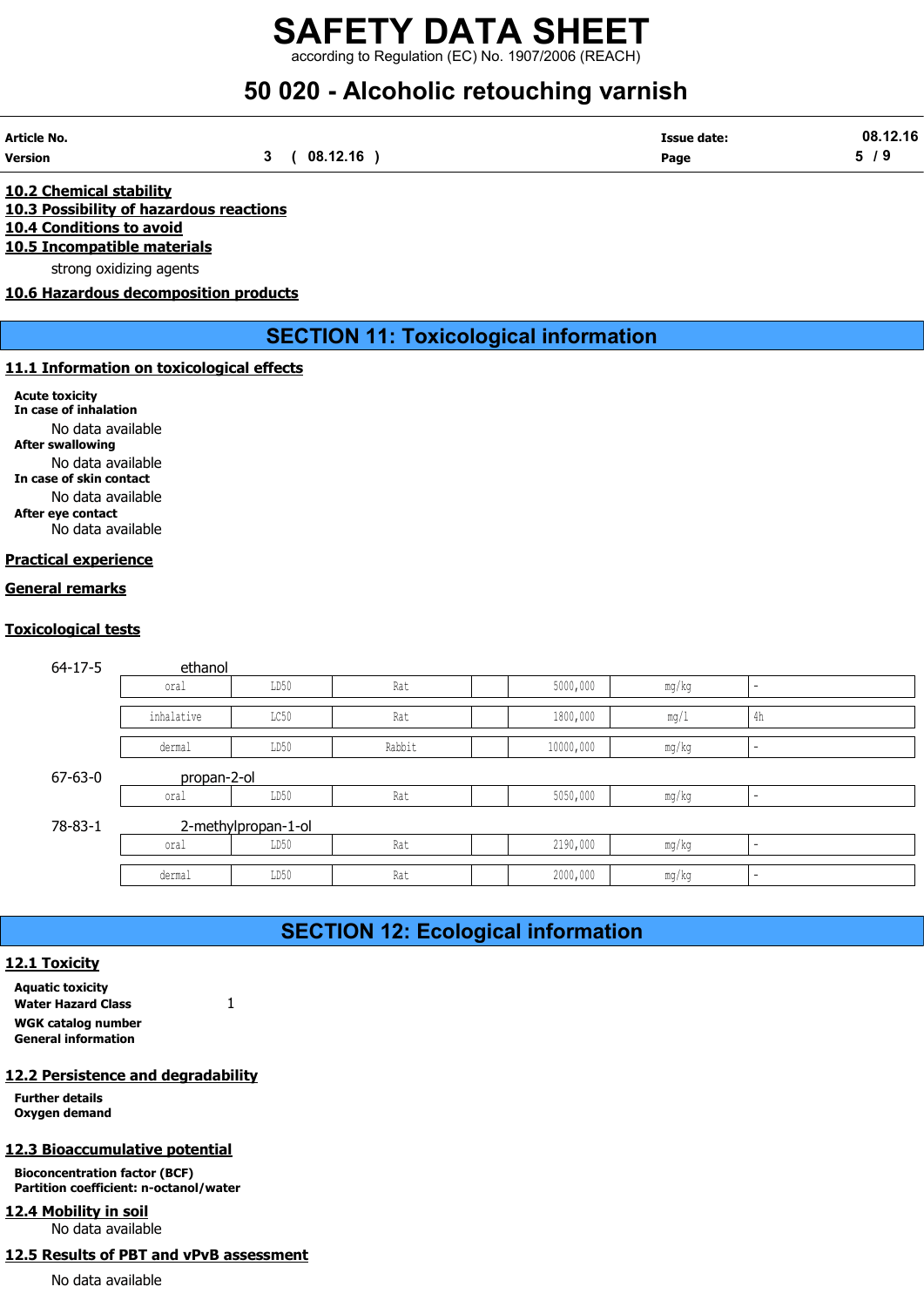### 10.2 Chemical stability

### 10.3 Possibility of hazardous reactions

### 10.4 Conditions to avoid

### 10.5 Incompatible materials

strong oxidizing agents

### 10.6 Hazardous decomposition products

## SECTION 11: Toxicological information

### 11.1 Information on toxicological effects

**Acute toxicity**

**In case of inhalation**

No data available

**After swallowing**

No data available

**In case of skin contact**

No data available

**After eye contact**

No data available

### Practical experience

### General remarks

### Toxicological tests

64-17-5 ethanol

| | | | | | | |
|---|---|---|---|---|---|---|
| oral | LD50 | Rat | | 5000,000 | mg/kg | - |
| inhalative | LC50 | Rat | | 1800,000 | mg/l | 4h |
| dermal | LD50 | Rabbit | | 10000,000 | mg/kg | - |

67-63-0 propan-2-ol

| | | | | | | |
|---|---|---|---|---|---|---|
| oral | LD50 | Rat | | 5050,000 | mg/kg | - |

78-83-1 2-methylpropan-1-ol

| | | | | | | |
|---|---|---|---|---|---|---|
| oral | LD50 | Rat | | 2190,000 | mg/kg | - |
| dermal | LD50 | Rat | | 2000,000 | mg/kg | - |

## SECTION 12: Ecological information

### 12.1 Toxicity

**Aquatic toxicity**

**Water Hazard Class** 1

**WGK catalog number**

**General information**

### 12.2 Persistence and degradability

**Further details**

**Oxygen demand**

### 12.3 Bioaccumulative potential

**Bioconcentration factor (BCF)**

**Partition coefficient: n-octanol/water**

### 12.4 Mobility in soil

No data available

### 12.5 Results of PBT and vPvB assessment

No data available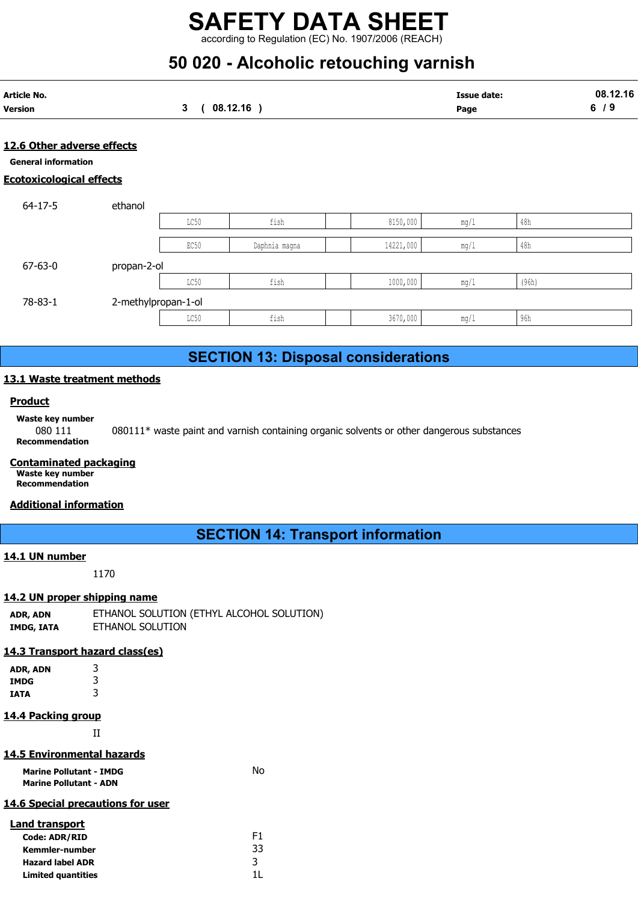### 12.6 Other adverse effects

**General information**

### Ecotoxicological effects

| CAS | Substance | Type | Organism | | Value | Unit | Duration |
|---|---|---|---|---|---|---|---|
| 64-17-5 | ethanol | LC50 | fish | | 8150,000 | mg/l | 48h |
| | | EC50 | Daphnia magna | | 14221,000 | mg/l | 48h |
| 67-63-0 | propan-2-ol | LC50 | fish | | 1000,000 | mg/l | (96h) |
| 78-83-1 | 2-methylpropan-1-ol | LC50 | fish | | 3670,000 | mg/l | 96h |

## SECTION 13: Disposal considerations

### 13.1 Waste treatment methods

**Product**

**Waste key number**

080 111 — 080111* waste paint and varnish containing organic solvents or other dangerous substances

**Recommendation**

**Contaminated packaging**

**Waste key number**

**Recommendation**

**Additional information**

## SECTION 14: Transport information

### 14.1 UN number

1170

### 14.2 UN proper shipping name

**ADR, ADN** ETHANOL SOLUTION (ETHYL ALCOHOL SOLUTION)

**IMDG, IATA** ETHANOL SOLUTION

### 14.3 Transport hazard class(es)

**ADR, ADN** 3

**IMDG** 3

**IATA** 3

### 14.4 Packing group

II

### 14.5 Environmental hazards

**Marine Pollutant - IMDG** No

**Marine Pollutant - ADN**

### 14.6 Special precautions for user

**Land transport**

**Code: ADR/RID** F1

**Kemmler-number** 33

**Hazard label ADR** 3

**Limited quantities** 1L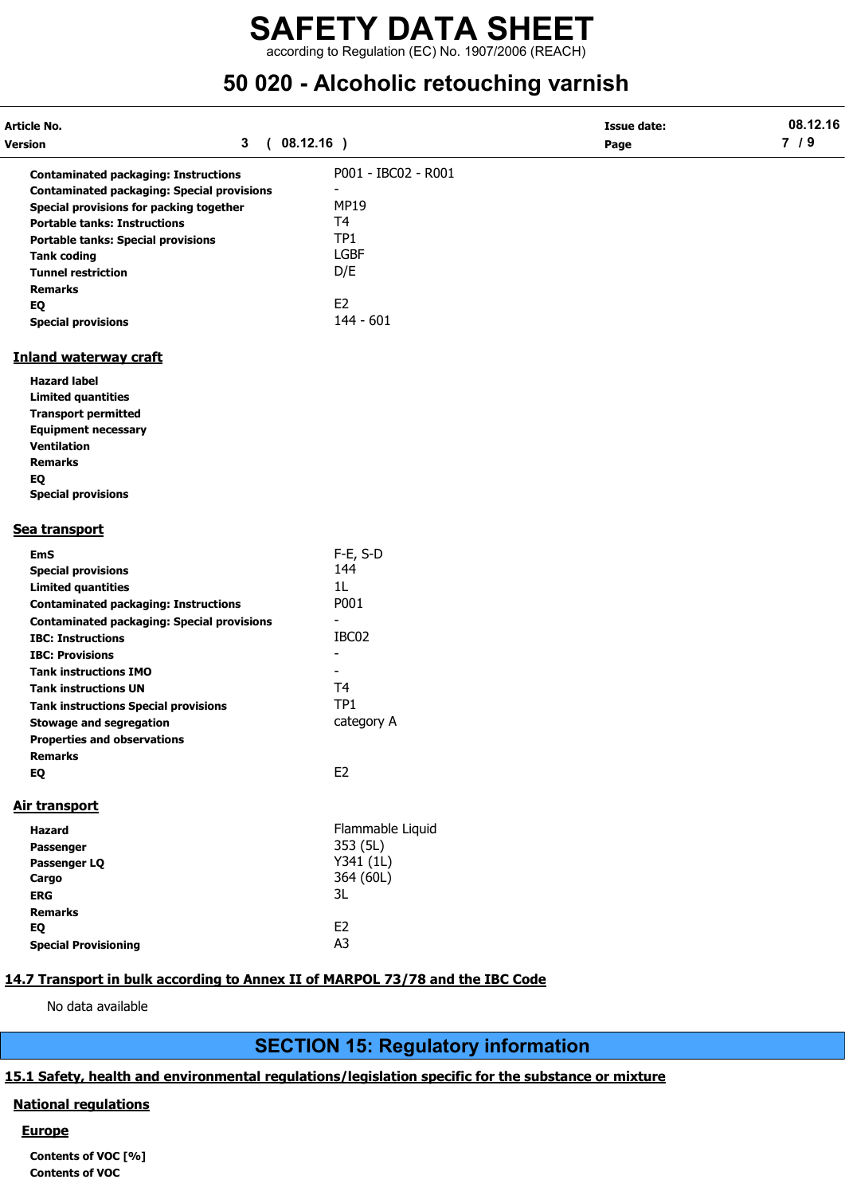| | |
|---|---|
| **Contaminated packaging: Instructions** | P001 - IBC02 - R001 |
| **Contaminated packaging: Special provisions** | - |
| **Special provisions for packing together** | MP19 |
| **Portable tanks: Instructions** | T4 |
| **Portable tanks: Special provisions** | TP1 |
| **Tank coding** | LGBF |
| **Tunnel restriction** | D/E |
| **Remarks** | |
| **EQ** | E2 |
| **Special provisions** | 144 - 601 |

### Inland waterway craft

| | |
|---|---|
| **Hazard label** | |
| **Limited quantities** | |
| **Transport permitted** | |
| **Equipment necessary** | |
| **Ventilation** | |
| **Remarks** | |
| **EQ** | |
| **Special provisions** | |

### Sea transport

| | |
|---|---|
| **EmS** | F-E, S-D |
| **Special provisions** | 144 |
| **Limited quantities** | 1L |
| **Contaminated packaging: Instructions** | P001 |
| **Contaminated packaging: Special provisions** | - |
| **IBC: Instructions** | IBC02 |
| **IBC: Provisions** | - |
| **Tank instructions IMO** | - |
| **Tank instructions UN** | T4 |
| **Tank instructions Special provisions** | TP1 |
| **Stowage and segregation** | category A |
| **Properties and observations** | |
| **Remarks** | |
| **EQ** | E2 |

### Air transport

| | |
|---|---|
| **Hazard** | Flammable Liquid |
| **Passenger** | 353 (5L) |
| **Passenger LQ** | Y341 (1L) |
| **Cargo** | 364 (60L) |
| **ERG** | 3L |
| **Remarks** | |
| **EQ** | E2 |
| **Special Provisioning** | A3 |

### 14.7 Transport in bulk according to Annex II of MARPOL 73/78 and the IBC Code

No data available

## SECTION 15: Regulatory information

### 15.1 Safety, health and environmental regulations/legislation specific for the substance or mixture

#### National regulations

#### Europe

**Contents of VOC [%]**

**Contents of VOC**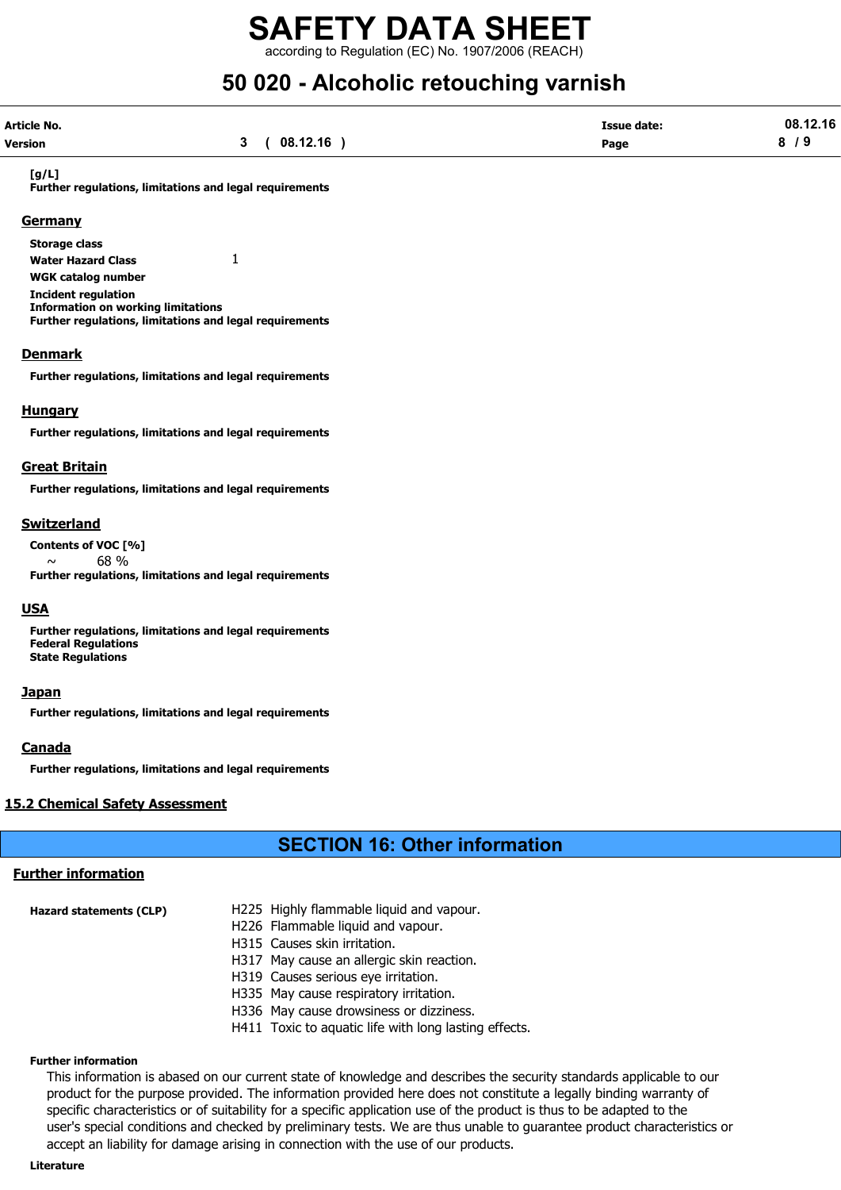**[g/L]**
**Further regulations, limitations and legal requirements**

**Germany**

**Storage class**
**Water Hazard Class** 1
**WGK catalog number**
**Incident regulation**
**Information on working limitations**
**Further regulations, limitations and legal requirements**

**Denmark**

**Further regulations, limitations and legal requirements**

**Hungary**

**Further regulations, limitations and legal requirements**

**Great Britain**

**Further regulations, limitations and legal requirements**

**Switzerland**

**Contents of VOC [%]**
~ 68 %
**Further regulations, limitations and legal requirements**

**USA**

**Further regulations, limitations and legal requirements**
**Federal Regulations**
**State Regulations**

**Japan**

**Further regulations, limitations and legal requirements**

**Canada**

**Further regulations, limitations and legal requirements**

### 15.2 Chemical Safety Assessment

## SECTION 16: Other information

### Further information

**Hazard statements (CLP)**

H225 Highly flammable liquid and vapour.
H226 Flammable liquid and vapour.
H315 Causes skin irritation.
H317 May cause an allergic skin reaction.
H319 Causes serious eye irritation.
H335 May cause respiratory irritation.
H336 May cause drowsiness or dizziness.
H411 Toxic to aquatic life with long lasting effects.

**Further information**

This information is abased on our current state of knowledge and describes the security standards applicable to our product for the purpose provided. The information provided here does not constitute a legally binding warranty of specific characteristics or of suitability for a specific application use of the product is thus to be adapted to the user's special conditions and checked by preliminary tests. We are thus unable to guarantee product characteristics or accept an liability for damage arising in connection with the use of our products.

**Literature**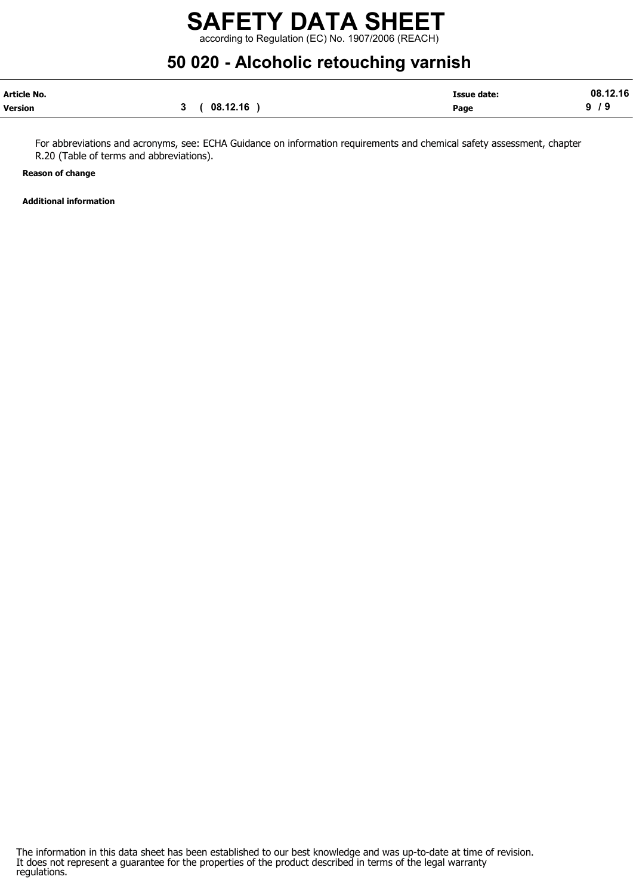For abbreviations and acronyms, see: ECHA Guidance on information requirements and chemical safety assessment, chapter R.20 (Table of terms and abbreviations).

**Reason of change**

**Additional information**

The information in this data sheet has been established to our best knowledge and was up-to-date at time of revision. It does not represent a guarantee for the properties of the product described in terms of the legal warranty regulations.